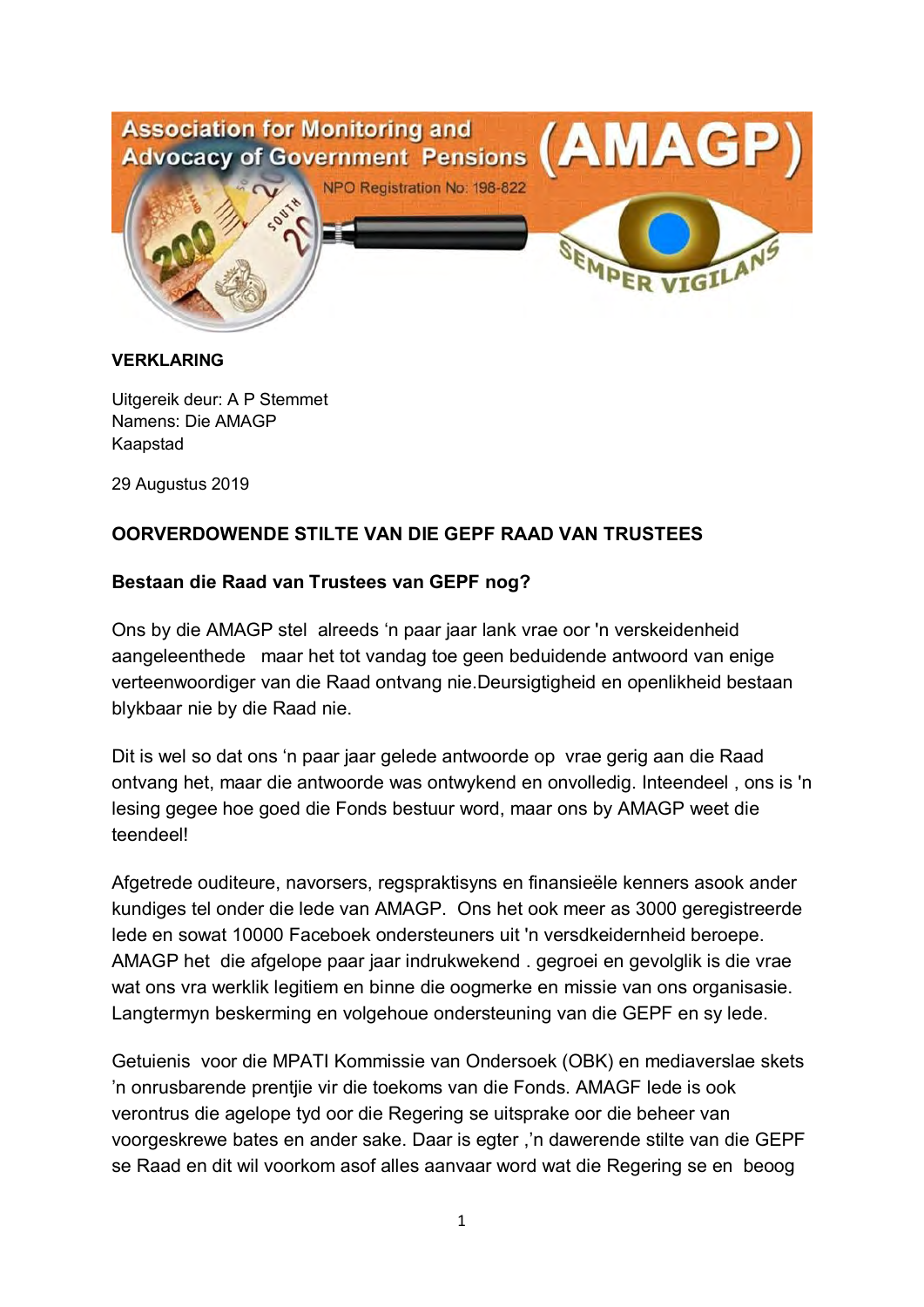Association for Monitoring and Advocacy of Government Pensions (AMAGP)

NPO Registration No: 198-822

SEMPER VIGILANS

**VERKLARING**

Uitgereik deur: A P Stemmet
Namens: Die AMAGP
Kaapstad

29 Augustus 2019

**OORVERDOWENDE STILTE VAN DIE GEPF RAAD VAN TRUSTEES**

**Bestaan die Raad van Trustees van GEPF nog?**

Ons by die AMAGP stel alreeds 'n paar jaar lank vrae oor 'n verskeidenheid aangeleenthede maar het tot vandag toe geen beduidende antwoord van enige verteenwoordiger van die Raad ontvang nie.Deursigtigheid en openlikheid bestaan blykbaar nie by die Raad nie.

Dit is wel so dat ons 'n paar jaar gelede antwoorde op vrae gerig aan die Raad ontvang het, maar die antwoorde was ontwykend en onvolledig. Inteendeel , ons is 'n lesing gegee hoe goed die Fonds bestuur word, maar ons by AMAGP weet die teendeel!

Afgetrede ouditeure, navorsers, regspraktisyns en finansieële kenners asook ander kundiges tel onder die lede van AMAGP. Ons het ook meer as 3000 geregistreerde lede en sowat 10000 Faceboek ondersteuners uit 'n versdkeidernheid beroepe. AMAGP het die afgelope paar jaar indrukwekend . gegroei en gevolglik is die vrae wat ons vra werklik legitiem en binne die oogmerke en missie van ons organisasie. Langtermyn beskerming en volgehoue ondersteuning van die GEPF en sy lede.

Getuienis voor die MPATI Kommissie van Ondersoek (OBK) en mediaverslae skets 'n onrusbarende prentjie vir die toekoms van die Fonds. AMAGF lede is ook verontrus die agelope tyd oor die Regering se uitsprake oor die beheer van voorgeskrewe bates en ander sake. Daar is egter ,'n dawerende stilte van die GEPF se Raad en dit wil voorkom asof alles aanvaar word wat die Regering se en beoog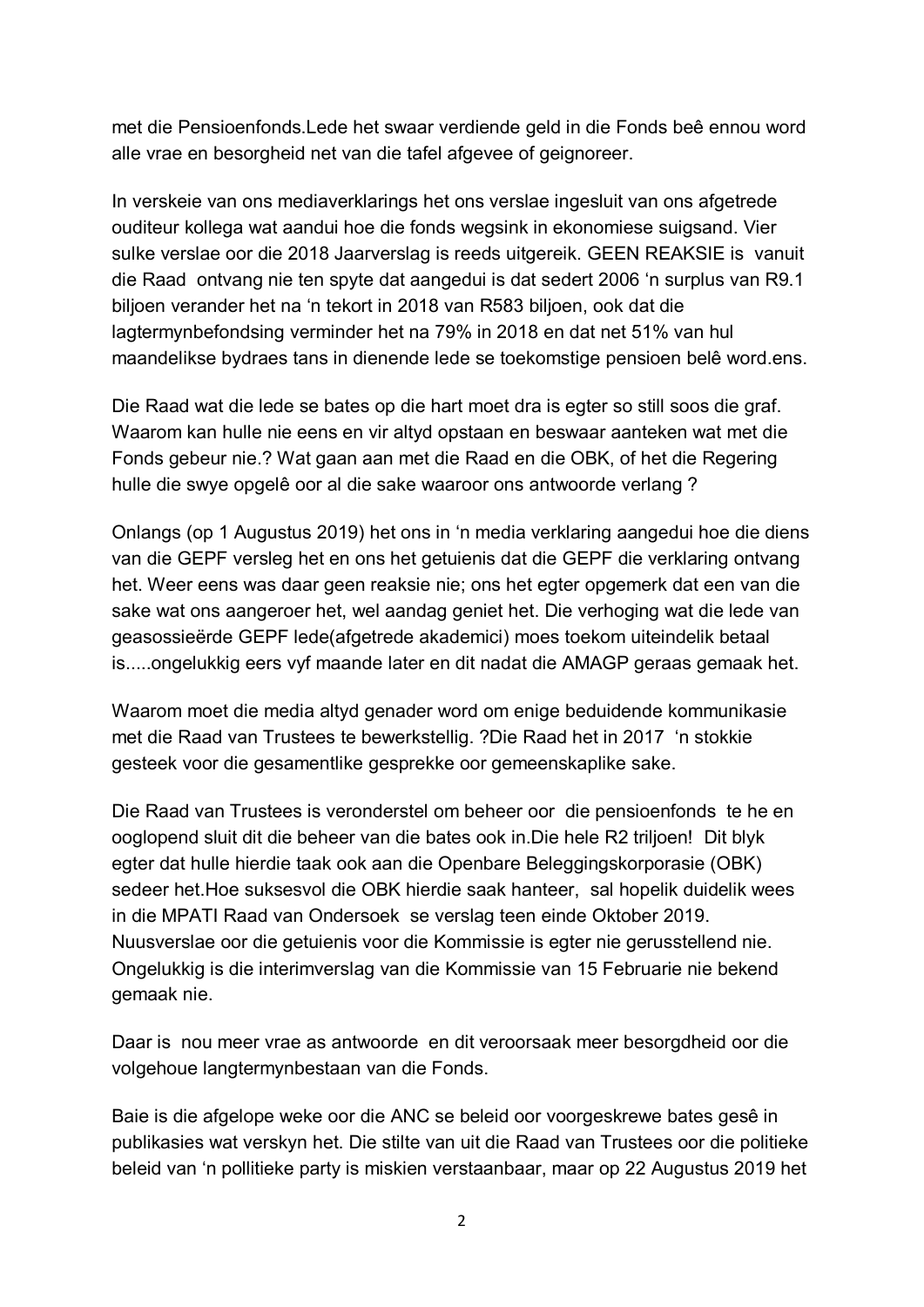met die Pensioenfonds.Lede het swaar verdiende geld in die Fonds beê ennou word alle vrae en besorgheid net van die tafel afgevee of geignoreer.

In verskeie van ons mediaverklarings het ons verslae ingesluit van ons afgetrede ouditeur kollega wat aandui hoe die fonds wegsink in ekonomiese suigsand. Vier sulke verslae oor die 2018 Jaarverslag is reeds uitgereik. GEEN REAKSIE is vanuit die Raad ontvang nie ten spyte dat aangedui is dat sedert 2006 ‘n surplus van R9.1 biljoen verander het na ‘n tekort in 2018 van R583 biljoen, ook dat die lagtermynbefondsing verminder het na 79% in 2018 en dat net 51% van hul maandelikse bydraes tans in dienende lede se toekomstige pensioen belê word.ens.

Die Raad wat die lede se bates op die hart moet dra is egter so still soos die graf. Waarom kan hulle nie eens en vir altyd opstaan en beswaar aanteken wat met die Fonds gebeur nie.? Wat gaan aan met die Raad en die OBK, of het die Regering hulle die swye opgelê oor al die sake waaroor ons antwoorde verlang ?

Onlangs (op 1 Augustus 2019) het ons in ‘n media verklaring aangedui hoe die diens van die GEPF versleg het en ons het getuienis dat die GEPF die verklaring ontvang het. Weer eens was daar geen reaksie nie; ons het egter opgemerk dat een van die sake wat ons aangeroer het, wel aandag geniet het. Die verhoging wat die lede van geassossieërde GEPF lede(afgetrede akademici) moes toekom uiteindelik betaal is.....ongelukkig eers vyf maande later en dit nadat die AMAGP geraas gemaak het.

Waarom moet die media altyd genader word om enige beduidende kommunikasie met die Raad van Trustees te bewerkstellig. ?Die Raad het in 2017 ‘n stokkie gesteek voor die gesamentlike gesprekke oor gemeenskaplike sake.

Die Raad van Trustees is veronderstel om beheer oor die pensioenfonds te he en ooglopend sluit dit die beheer van die bates ook in.Die hele R2 triljoen! Dit blyk egter dat hulle hierdie taak ook aan die Openbare Beleggingskorporasie (OBK) sedeer het.Hoe suksesvol die OBK hierdie saak hanteer, sal hopelik duidelik wees in die MPATI Raad van Ondersoek se verslag teen einde Oktober 2019. Nuusverslae oor die getuienis voor die Kommissie is egter nie gerusstellend nie. Ongelukkig is die interimverslag van die Kommissie van 15 Februarie nie bekend gemaak nie.

Daar is nou meer vrae as antwoorde en dit veroorsaak meer besorgdheid oor die volgehoue langtermynbestaan van die Fonds.

Baie is die afgelope weke oor die ANC se beleid oor voorgeskrewe bates gesê in publikasies wat verskyn het. Die stilte van uit die Raad van Trustees oor die politieke beleid van ‘n pollitieke party is miskien verstaanbaar, maar op 22 Augustus 2019 het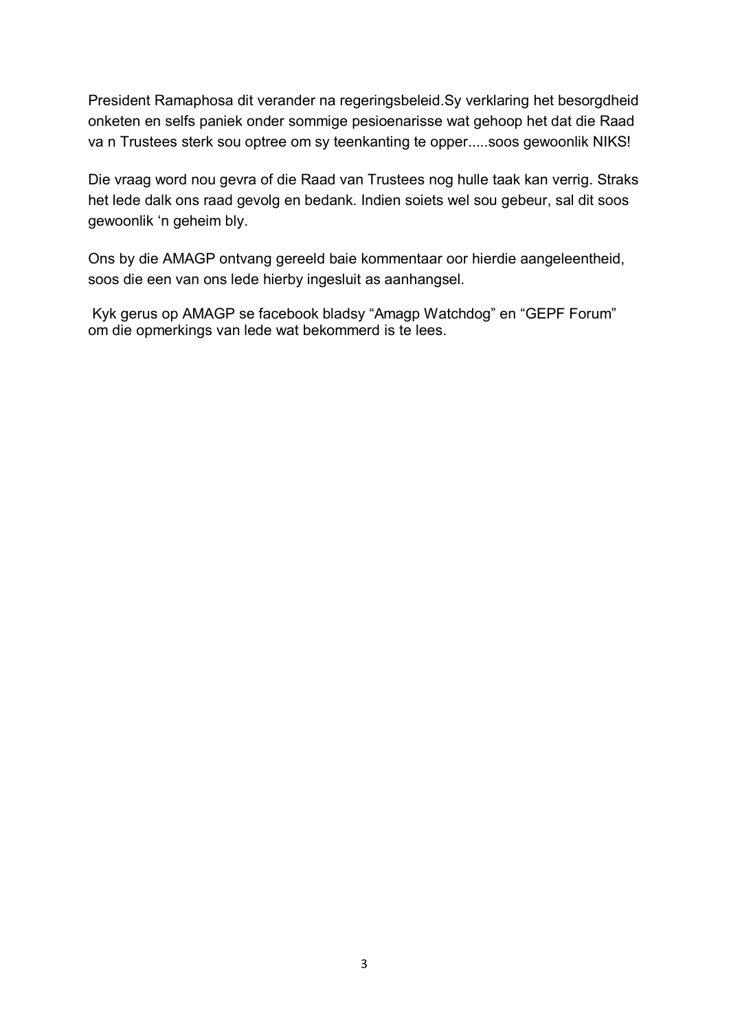President Ramaphosa dit verander na regeringsbeleid.Sy verklaring het besorgdheid onketen en selfs paniek onder sommige pesioenarisse wat gehoop het dat die Raad va n Trustees sterk sou optree om sy teenkanting te opper.....soos gewoonlik NIKS!

Die vraag word nou gevra of die Raad van Trustees nog hulle taak kan verrig. Straks het lede dalk ons raad gevolg en bedank. Indien soiets wel sou gebeur, sal dit soos gewoonlik 'n geheim bly.

Ons by die AMAGP ontvang gereeld baie kommentaar oor hierdie aangeleentheid, soos die een van ons lede hierby ingesluit as aanhangsel.

Kyk gerus op AMAGP se facebook bladsy "Amagp Watchdog" en "GEPF Forum" om die opmerkings van lede wat bekommerd is te lees.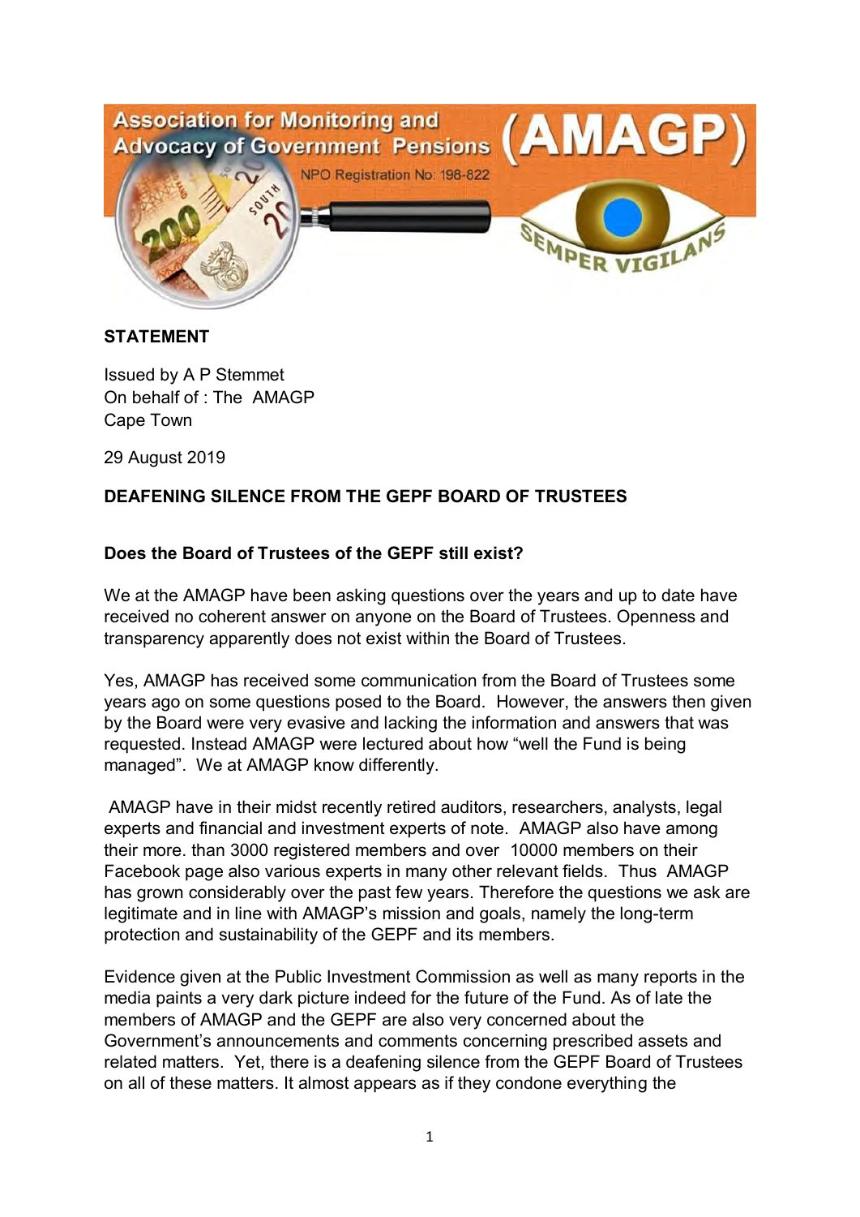Association for Monitoring and Advocacy of Government Pensions (AMAGP)

NPO Registration No: 198-822

SEMPER VIGILANS

**STATEMENT**

Issued by A P Stemmet
On behalf of : The AMAGP
Cape Town

29 August 2019

**DEAFENING SILENCE FROM THE GEPF BOARD OF TRUSTEES**

**Does the Board of Trustees of the GEPF still exist?**

We at the AMAGP have been asking questions over the years and up to date have received no coherent answer on anyone on the Board of Trustees. Openness and transparency apparently does not exist within the Board of Trustees.

Yes, AMAGP has received some communication from the Board of Trustees some years ago on some questions posed to the Board. However, the answers then given by the Board were very evasive and lacking the information and answers that was requested. Instead AMAGP were lectured about how "well the Fund is being managed". We at AMAGP know differently.

AMAGP have in their midst recently retired auditors, researchers, analysts, legal experts and financial and investment experts of note. AMAGP also have among their more. than 3000 registered members and over 10000 members on their Facebook page also various experts in many other relevant fields. Thus AMAGP has grown considerably over the past few years. Therefore the questions we ask are legitimate and in line with AMAGP's mission and goals, namely the long-term protection and sustainability of the GEPF and its members.

Evidence given at the Public Investment Commission as well as many reports in the media paints a very dark picture indeed for the future of the Fund. As of late the members of AMAGP and the GEPF are also very concerned about the Government's announcements and comments concerning prescribed assets and related matters. Yet, there is a deafening silence from the GEPF Board of Trustees on all of these matters. It almost appears as if they condone everything the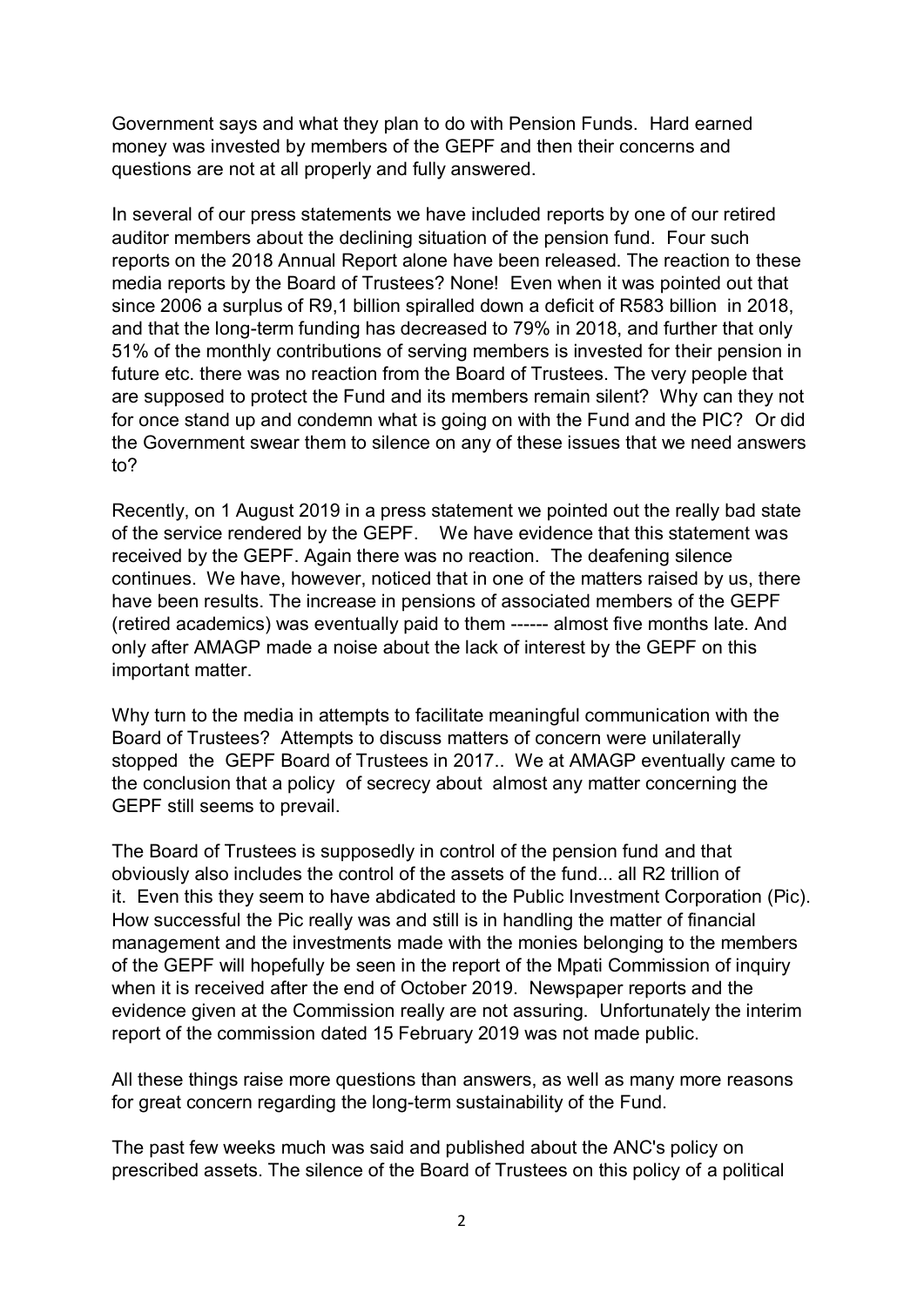Government says and what they plan to do with Pension Funds. Hard earned money was invested by members of the GEPF and then their concerns and questions are not at all properly and fully answered.

In several of our press statements we have included reports by one of our retired auditor members about the declining situation of the pension fund. Four such reports on the 2018 Annual Report alone have been released. The reaction to these media reports by the Board of Trustees? None! Even when it was pointed out that since 2006 a surplus of R9,1 billion spiralled down a deficit of R583 billion in 2018, and that the long-term funding has decreased to 79% in 2018, and further that only 51% of the monthly contributions of serving members is invested for their pension in future etc. there was no reaction from the Board of Trustees. The very people that are supposed to protect the Fund and its members remain silent? Why can they not for once stand up and condemn what is going on with the Fund and the PIC? Or did the Government swear them to silence on any of these issues that we need answers to?

Recently, on 1 August 2019 in a press statement we pointed out the really bad state of the service rendered by the GEPF. We have evidence that this statement was received by the GEPF. Again there was no reaction. The deafening silence continues. We have, however, noticed that in one of the matters raised by us, there have been results. The increase in pensions of associated members of the GEPF (retired academics) was eventually paid to them ------ almost five months late. And only after AMAGP made a noise about the lack of interest by the GEPF on this important matter.

Why turn to the media in attempts to facilitate meaningful communication with the Board of Trustees? Attempts to discuss matters of concern were unilaterally stopped the GEPF Board of Trustees in 2017.. We at AMAGP eventually came to the conclusion that a policy of secrecy about almost any matter concerning the GEPF still seems to prevail.

The Board of Trustees is supposedly in control of the pension fund and that obviously also includes the control of the assets of the fund... all R2 trillion of it. Even this they seem to have abdicated to the Public Investment Corporation (Pic). How successful the Pic really was and still is in handling the matter of financial management and the investments made with the monies belonging to the members of the GEPF will hopefully be seen in the report of the Mpati Commission of inquiry when it is received after the end of October 2019. Newspaper reports and the evidence given at the Commission really are not assuring. Unfortunately the interim report of the commission dated 15 February 2019 was not made public.

All these things raise more questions than answers, as well as many more reasons for great concern regarding the long-term sustainability of the Fund.

The past few weeks much was said and published about the ANC's policy on prescribed assets. The silence of the Board of Trustees on this policy of a political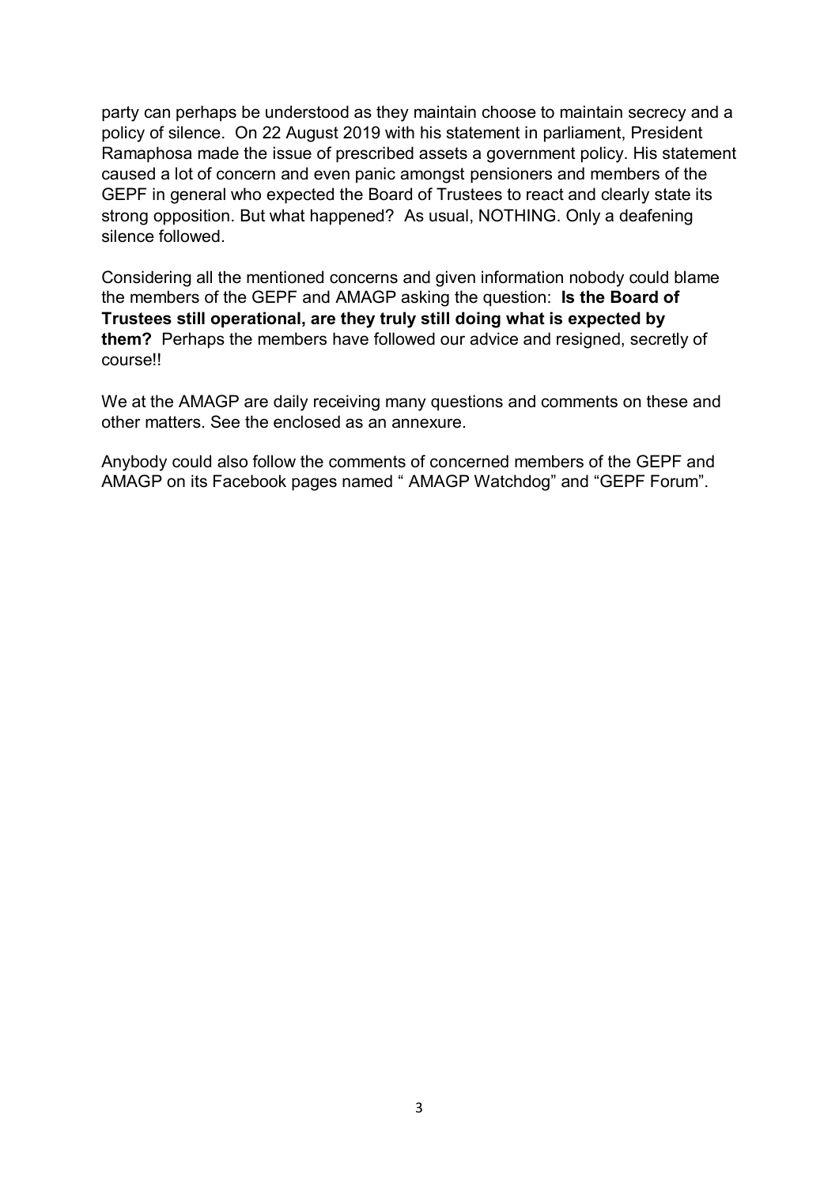party can perhaps be understood as they maintain choose to maintain secrecy and a policy of silence. On 22 August 2019 with his statement in parliament, President Ramaphosa made the issue of prescribed assets a government policy. His statement caused a lot of concern and even panic amongst pensioners and members of the GEPF in general who expected the Board of Trustees to react and clearly state its strong opposition. But what happened? As usual, NOTHING. Only a deafening silence followed.

Considering all the mentioned concerns and given information nobody could blame the members of the GEPF and AMAGP asking the question: **Is the Board of Trustees still operational, are they truly still doing what is expected by them?** Perhaps the members have followed our advice and resigned, secretly of course!!

We at the AMAGP are daily receiving many questions and comments on these and other matters. See the enclosed as an annexure.

Anybody could also follow the comments of concerned members of the GEPF and AMAGP on its Facebook pages named " AMAGP Watchdog" and "GEPF Forum".